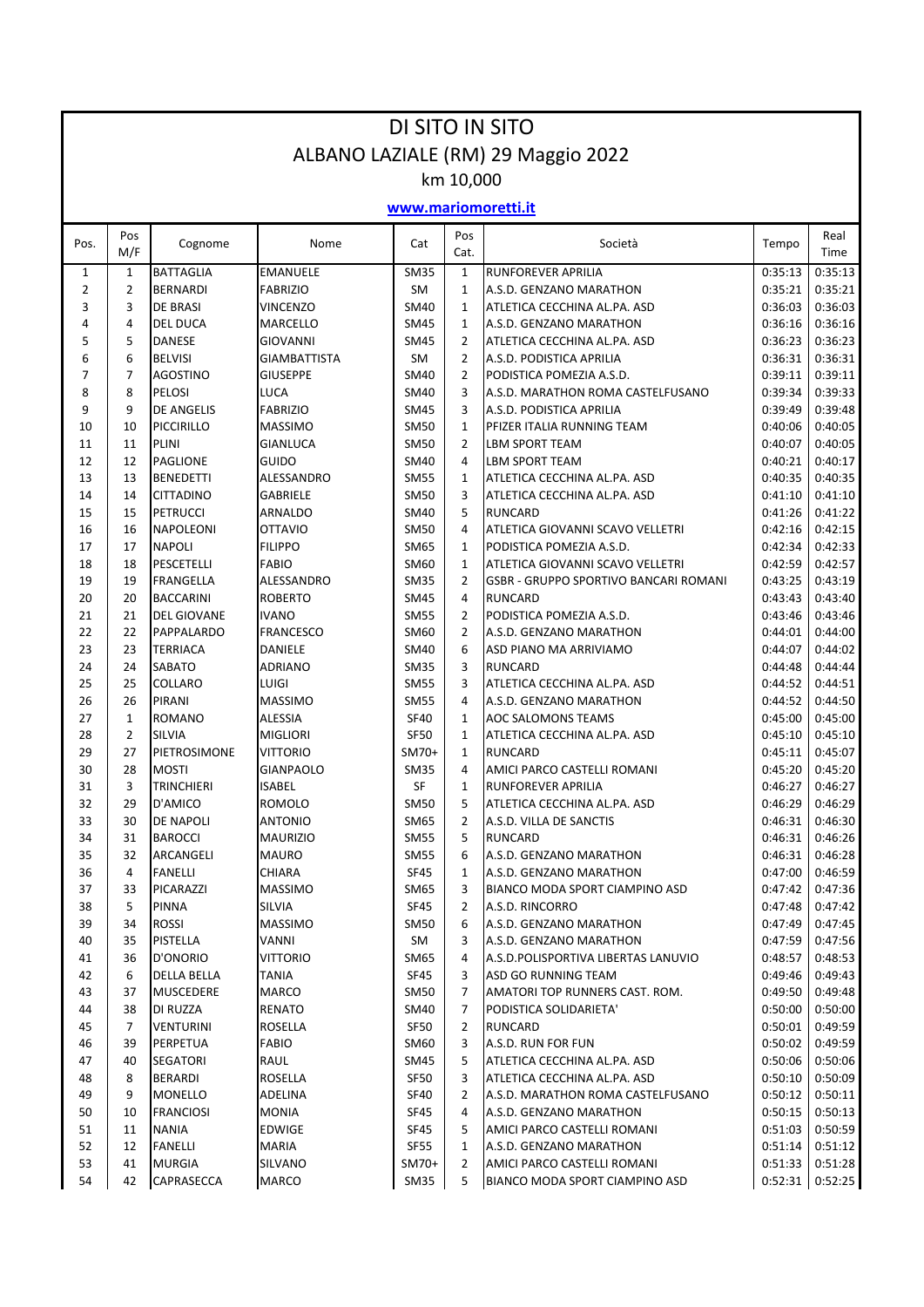# DI SITO IN SITO

## ALBANO LAZIALE (RM) 29 Maggio 2022

km 10,000

**www.mariomoretti.it**

| Pos. | Pos M/F | Cognome | Nome | Cat | Pos Cat. | Società | Tempo | Real Time |
|---|---|---|---|---|---|---|---|---|
| 1 | 1 | BATTAGLIA | EMANUELE | SM35 | 1 | RUNFOREVER APRILIA | 0:35:13 | 0:35:13 |
| 2 | 2 | BERNARDI | FABRIZIO | SM | 1 | A.S.D. GENZANO MARATHON | 0:35:21 | 0:35:21 |
| 3 | 3 | DE BRASI | VINCENZO | SM40 | 1 | ATLETICA CECCHINA AL.PA. ASD | 0:36:03 | 0:36:03 |
| 4 | 4 | DEL DUCA | MARCELLO | SM45 | 1 | A.S.D. GENZANO MARATHON | 0:36:16 | 0:36:16 |
| 5 | 5 | DANESE | GIOVANNI | SM45 | 2 | ATLETICA CECCHINA AL.PA. ASD | 0:36:23 | 0:36:23 |
| 6 | 6 | BELVISI | GIAMBATTISTA | SM | 2 | A.S.D. PODISTICA APRILIA | 0:36:31 | 0:36:31 |
| 7 | 7 | AGOSTINO | GIUSEPPE | SM40 | 2 | PODISTICA POMEZIA A.S.D. | 0:39:11 | 0:39:11 |
| 8 | 8 | PELOSI | LUCA | SM40 | 3 | A.S.D. MARATHON ROMA CASTELFUSANO | 0:39:34 | 0:39:33 |
| 9 | 9 | DE ANGELIS | FABRIZIO | SM45 | 3 | A.S.D. PODISTICA APRILIA | 0:39:49 | 0:39:48 |
| 10 | 10 | PICCIRILLO | MASSIMO | SM50 | 1 | PFIZER ITALIA RUNNING TEAM | 0:40:06 | 0:40:05 |
| 11 | 11 | PLINI | GIANLUCA | SM50 | 2 | LBM SPORT TEAM | 0:40:07 | 0:40:05 |
| 12 | 12 | PAGLIONE | GUIDO | SM40 | 4 | LBM SPORT TEAM | 0:40:21 | 0:40:17 |
| 13 | 13 | BENEDETTI | ALESSANDRO | SM55 | 1 | ATLETICA CECCHINA AL.PA. ASD | 0:40:35 | 0:40:35 |
| 14 | 14 | CITTADINO | GABRIELE | SM50 | 3 | ATLETICA CECCHINA AL.PA. ASD | 0:41:10 | 0:41:10 |
| 15 | 15 | PETRUCCI | ARNALDO | SM40 | 5 | RUNCARD | 0:41:26 | 0:41:22 |
| 16 | 16 | NAPOLEONI | OTTAVIO | SM50 | 4 | ATLETICA GIOVANNI SCAVO VELLETRI | 0:42:16 | 0:42:15 |
| 17 | 17 | NAPOLI | FILIPPO | SM65 | 1 | PODISTICA POMEZIA A.S.D. | 0:42:34 | 0:42:33 |
| 18 | 18 | PESCETELLI | FABIO | SM60 | 1 | ATLETICA GIOVANNI SCAVO VELLETRI | 0:42:59 | 0:42:57 |
| 19 | 19 | FRANGELLA | ALESSANDRO | SM35 | 2 | GSBR - GRUPPO SPORTIVO BANCARI ROMANI | 0:43:25 | 0:43:19 |
| 20 | 20 | BACCARINI | ROBERTO | SM45 | 4 | RUNCARD | 0:43:43 | 0:43:40 |
| 21 | 21 | DEL GIOVANE | IVANO | SM55 | 2 | PODISTICA POMEZIA A.S.D. | 0:43:46 | 0:43:46 |
| 22 | 22 | PAPPALARDO | FRANCESCO | SM60 | 2 | A.S.D. GENZANO MARATHON | 0:44:01 | 0:44:00 |
| 23 | 23 | TERRIACA | DANIELE | SM40 | 6 | ASD PIANO MA ARRIVIAMO | 0:44:07 | 0:44:02 |
| 24 | 24 | SABATO | ADRIANO | SM35 | 3 | RUNCARD | 0:44:48 | 0:44:44 |
| 25 | 25 | COLLARO | LUIGI | SM55 | 3 | ATLETICA CECCHINA AL.PA. ASD | 0:44:52 | 0:44:51 |
| 26 | 26 | PIRANI | MASSIMO | SM55 | 4 | A.S.D. GENZANO MARATHON | 0:44:52 | 0:44:50 |
| 27 | 1 | ROMANO | ALESSIA | SF40 | 1 | AOC SALOMONS TEAMS | 0:45:00 | 0:45:00 |
| 28 | 2 | SILVIA | MIGLIORI | SF50 | 1 | ATLETICA CECCHINA AL.PA. ASD | 0:45:10 | 0:45:10 |
| 29 | 27 | PIETROSIMONE | VITTORIO | SM70+ | 1 | RUNCARD | 0:45:11 | 0:45:07 |
| 30 | 28 | MOSTI | GIANPAOLO | SM35 | 4 | AMICI PARCO CASTELLI ROMANI | 0:45:20 | 0:45:20 |
| 31 | 3 | TRINCHIERI | ISABEL | SF | 1 | RUNFOREVER APRILIA | 0:46:27 | 0:46:27 |
| 32 | 29 | D'AMICO | ROMOLO | SM50 | 5 | ATLETICA CECCHINA AL.PA. ASD | 0:46:29 | 0:46:29 |
| 33 | 30 | DE NAPOLI | ANTONIO | SM65 | 2 | A.S.D. VILLA DE SANCTIS | 0:46:31 | 0:46:30 |
| 34 | 31 | BAROCCI | MAURIZIO | SM55 | 5 | RUNCARD | 0:46:31 | 0:46:26 |
| 35 | 32 | ARCANGELI | MAURO | SM55 | 6 | A.S.D. GENZANO MARATHON | 0:46:31 | 0:46:28 |
| 36 | 4 | FANELLI | CHIARA | SF45 | 1 | A.S.D. GENZANO MARATHON | 0:47:00 | 0:46:59 |
| 37 | 33 | PICARAZZI | MASSIMO | SM65 | 3 | BIANCO MODA SPORT CIAMPINO ASD | 0:47:42 | 0:47:36 |
| 38 | 5 | PINNA | SILVIA | SF45 | 2 | A.S.D. RINCORRO | 0:47:48 | 0:47:42 |
| 39 | 34 | ROSSI | MASSIMO | SM50 | 6 | A.S.D. GENZANO MARATHON | 0:47:49 | 0:47:45 |
| 40 | 35 | PISTELLA | VANNI | SM | 3 | A.S.D. GENZANO MARATHON | 0:47:59 | 0:47:56 |
| 41 | 36 | D'ONORIO | VITTORIO | SM65 | 4 | A.S.D.POLISPORTIVA LIBERTAS LANUVIO | 0:48:57 | 0:48:53 |
| 42 | 6 | DELLA BELLA | TANIA | SF45 | 3 | ASD GO RUNNING TEAM | 0:49:46 | 0:49:43 |
| 43 | 37 | MUSCEDERE | MARCO | SM50 | 7 | AMATORI TOP RUNNERS CAST. ROM. | 0:49:50 | 0:49:48 |
| 44 | 38 | DI RUZZA | RENATO | SM40 | 7 | PODISTICA SOLIDARIETA' | 0:50:00 | 0:50:00 |
| 45 | 7 | VENTURINI | ROSELLA | SF50 | 2 | RUNCARD | 0:50:01 | 0:49:59 |
| 46 | 39 | PERPETUA | FABIO | SM60 | 3 | A.S.D. RUN FOR FUN | 0:50:02 | 0:49:59 |
| 47 | 40 | SEGATORI | RAUL | SM45 | 5 | ATLETICA CECCHINA AL.PA. ASD | 0:50:06 | 0:50:06 |
| 48 | 8 | BERARDI | ROSELLA | SF50 | 3 | ATLETICA CECCHINA AL.PA. ASD | 0:50:10 | 0:50:09 |
| 49 | 9 | MONELLO | ADELINA | SF40 | 2 | A.S.D. MARATHON ROMA CASTELFUSANO | 0:50:12 | 0:50:11 |
| 50 | 10 | FRANCIOSI | MONIA | SF45 | 4 | A.S.D. GENZANO MARATHON | 0:50:15 | 0:50:13 |
| 51 | 11 | NANIA | EDWIGE | SF45 | 5 | AMICI PARCO CASTELLI ROMANI | 0:51:03 | 0:50:59 |
| 52 | 12 | FANELLI | MARIA | SF55 | 1 | A.S.D. GENZANO MARATHON | 0:51:14 | 0:51:12 |
| 53 | 41 | MURGIA | SILVANO | SM70+ | 2 | AMICI PARCO CASTELLI ROMANI | 0:51:33 | 0:51:28 |
| 54 | 42 | CAPRASECCA | MARCO | SM35 | 5 | BIANCO MODA SPORT CIAMPINO ASD | 0:52:31 | 0:52:25 |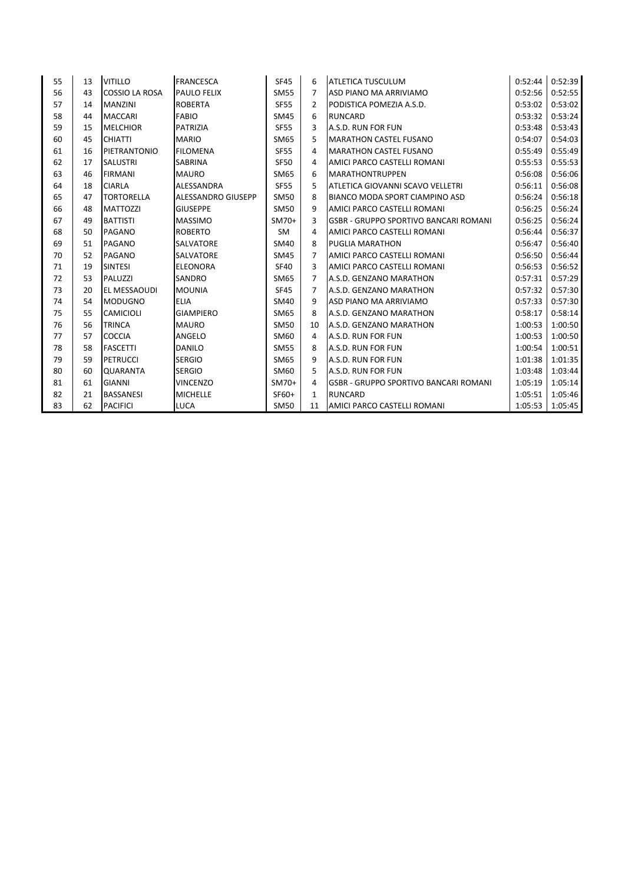| | | | | | | | | |
|---|---|---|---|---|---|---|---|---|
| 55 | 13 | VITILLO | FRANCESCA | SF45 | 6 | ATLETICA TUSCULUM | 0:52:44 | 0:52:39 |
| 56 | 43 | COSSIO LA ROSA | PAULO FELIX | SM55 | 7 | ASD PIANO MA ARRIVIAMO | 0:52:56 | 0:52:55 |
| 57 | 14 | MANZINI | ROBERTA | SF55 | 2 | PODISTICA POMEZIA A.S.D. | 0:53:02 | 0:53:02 |
| 58 | 44 | MACCARI | FABIO | SM45 | 6 | RUNCARD | 0:53:32 | 0:53:24 |
| 59 | 15 | MELCHIOR | PATRIZIA | SF55 | 3 | A.S.D. RUN FOR FUN | 0:53:48 | 0:53:43 |
| 60 | 45 | CHIATTI | MARIO | SM65 | 5 | MARATHON CASTEL FUSANO | 0:54:07 | 0:54:03 |
| 61 | 16 | PIETRANTONIO | FILOMENA | SF55 | 4 | MARATHON CASTEL FUSANO | 0:55:49 | 0:55:49 |
| 62 | 17 | SALUSTRI | SABRINA | SF50 | 4 | AMICI PARCO CASTELLI ROMANI | 0:55:53 | 0:55:53 |
| 63 | 46 | FIRMANI | MAURO | SM65 | 6 | MARATHONTRUPPEN | 0:56:08 | 0:56:06 |
| 64 | 18 | CIARLA | ALESSANDRA | SF55 | 5 | ATLETICA GIOVANNI SCAVO VELLETRI | 0:56:11 | 0:56:08 |
| 65 | 47 | TORTORELLA | ALESSANDRO GIUSEPP | SM50 | 8 | BIANCO MODA SPORT CIAMPINO ASD | 0:56:24 | 0:56:18 |
| 66 | 48 | MATTOZZI | GIUSEPPE | SM50 | 9 | AMICI PARCO CASTELLI ROMANI | 0:56:25 | 0:56:24 |
| 67 | 49 | BATTISTI | MASSIMO | SM70+ | 3 | GSBR - GRUPPO SPORTIVO BANCARI ROMANI | 0:56:25 | 0:56:24 |
| 68 | 50 | PAGANO | ROBERTO | SM | 4 | AMICI PARCO CASTELLI ROMANI | 0:56:44 | 0:56:37 |
| 69 | 51 | PAGANO | SALVATORE | SM40 | 8 | PUGLIA MARATHON | 0:56:47 | 0:56:40 |
| 70 | 52 | PAGANO | SALVATORE | SM45 | 7 | AMICI PARCO CASTELLI ROMANI | 0:56:50 | 0:56:44 |
| 71 | 19 | SINTESI | ELEONORA | SF40 | 3 | AMICI PARCO CASTELLI ROMANI | 0:56:53 | 0:56:52 |
| 72 | 53 | PALUZZI | SANDRO | SM65 | 7 | A.S.D. GENZANO MARATHON | 0:57:31 | 0:57:29 |
| 73 | 20 | EL MESSAOUDI | MOUNIA | SF45 | 7 | A.S.D. GENZANO MARATHON | 0:57:32 | 0:57:30 |
| 74 | 54 | MODUGNO | ELIA | SM40 | 9 | ASD PIANO MA ARRIVIAMO | 0:57:33 | 0:57:30 |
| 75 | 55 | CAMICIOLI | GIAMPIERO | SM65 | 8 | A.S.D. GENZANO MARATHON | 0:58:17 | 0:58:14 |
| 76 | 56 | TRINCA | MAURO | SM50 | 10 | A.S.D. GENZANO MARATHON | 1:00:53 | 1:00:50 |
| 77 | 57 | COCCIA | ANGELO | SM60 | 4 | A.S.D. RUN FOR FUN | 1:00:53 | 1:00:50 |
| 78 | 58 | FASCETTI | DANILO | SM55 | 8 | A.S.D. RUN FOR FUN | 1:00:54 | 1:00:51 |
| 79 | 59 | PETRUCCI | SERGIO | SM65 | 9 | A.S.D. RUN FOR FUN | 1:01:38 | 1:01:35 |
| 80 | 60 | QUARANTA | SERGIO | SM60 | 5 | A.S.D. RUN FOR FUN | 1:03:48 | 1:03:44 |
| 81 | 61 | GIANNI | VINCENZO | SM70+ | 4 | GSBR - GRUPPO SPORTIVO BANCARI ROMANI | 1:05:19 | 1:05:14 |
| 82 | 21 | BASSANESI | MICHELLE | SF60+ | 1 | RUNCARD | 1:05:51 | 1:05:46 |
| 83 | 62 | PACIFICI | LUCA | SM50 | 11 | AMICI PARCO CASTELLI ROMANI | 1:05:53 | 1:05:45 |